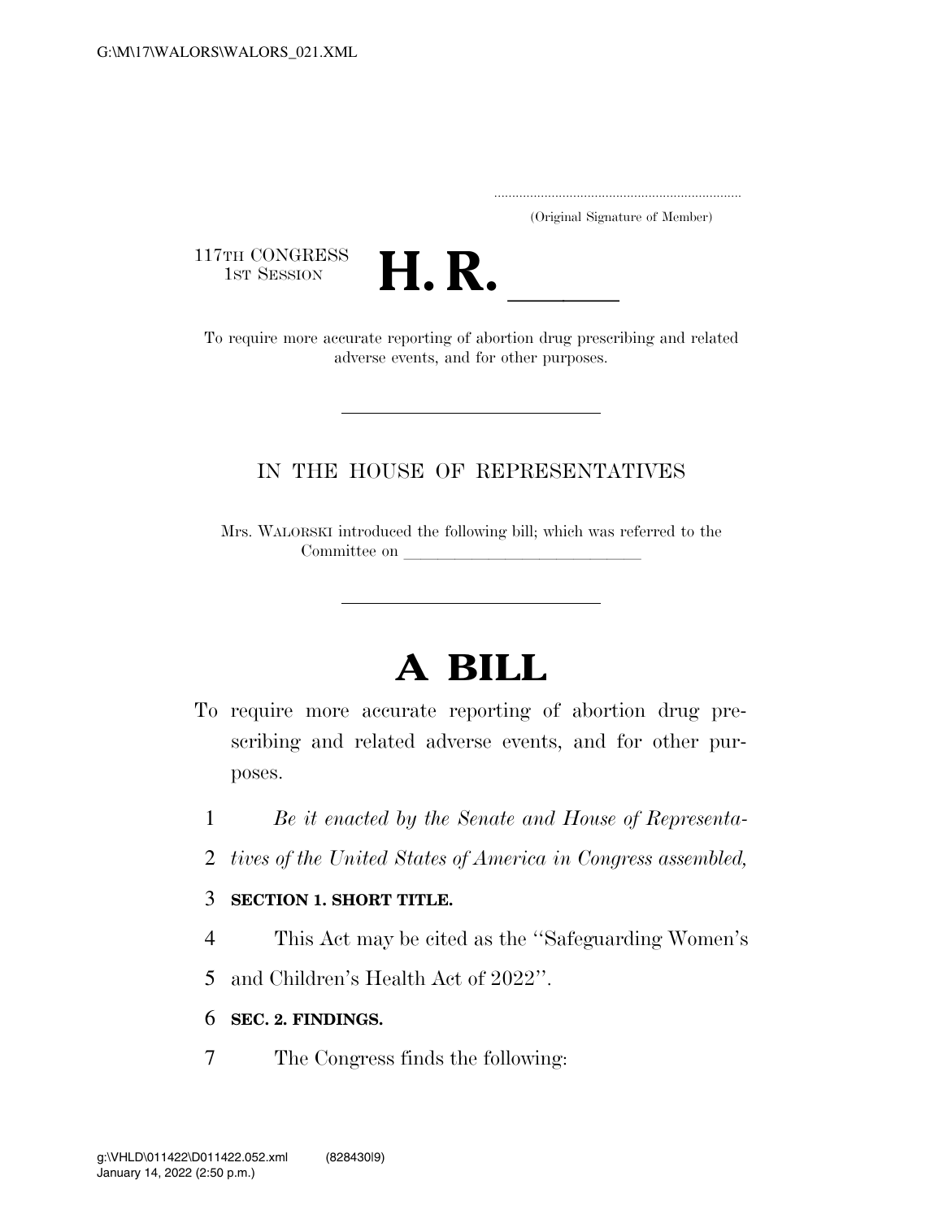(Original Signature of Member)

117TH CONGRESS
1ST SESSION

# H. R. ______

To require more accurate reporting of abortion drug prescribing and related adverse events, and for other purposes.

IN THE HOUSE OF REPRESENTATIVES

Mrs. WALORSKI introduced the following bill; which was referred to the Committee on ______________________________

# A BILL

To require more accurate reporting of abortion drug prescribing and related adverse events, and for other purposes.

1 *Be it enacted by the Senate and House of Representa-*
2 *tives of the United States of America in Congress assembled,*

3 **SECTION 1. SHORT TITLE.**

4 This Act may be cited as the ''Safeguarding Women's
5 and Children's Health Act of 2022''.

6 **SEC. 2. FINDINGS.**

7 The Congress finds the following: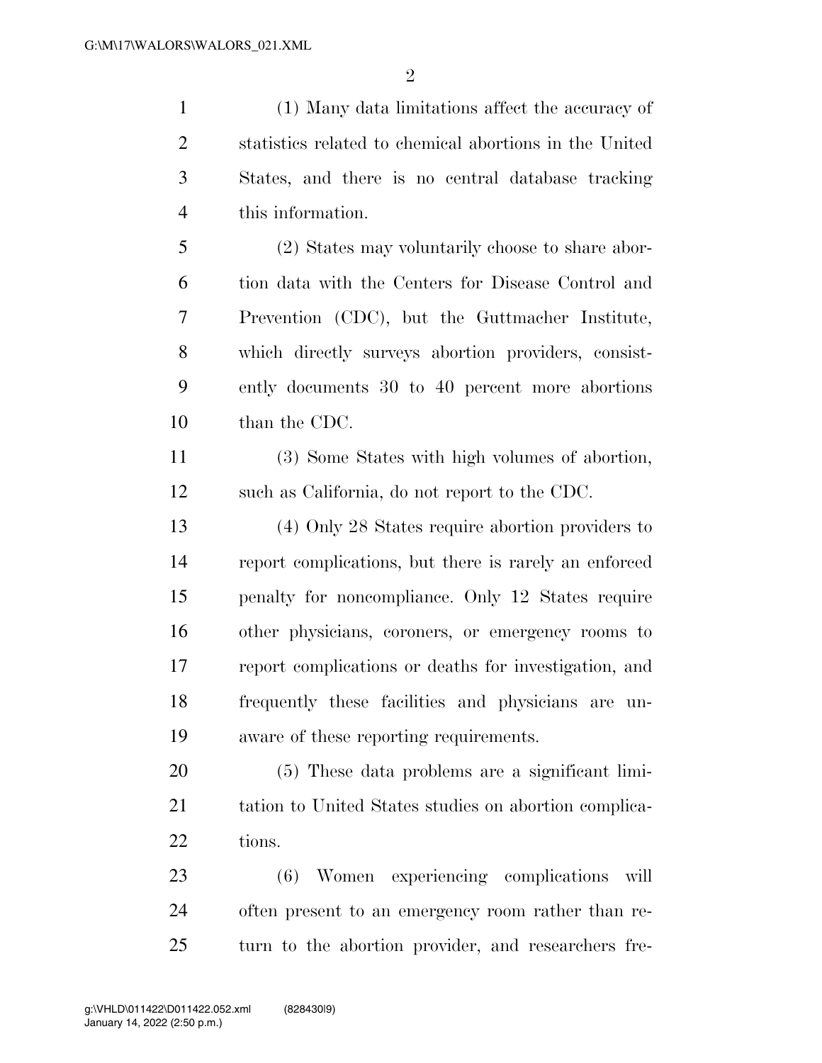(1) Many data limitations affect the accuracy of statistics related to chemical abortions in the United States, and there is no central database tracking this information.

(2) States may voluntarily choose to share abortion data with the Centers for Disease Control and Prevention (CDC), but the Guttmacher Institute, which directly surveys abortion providers, consistently documents 30 to 40 percent more abortions than the CDC.

(3) Some States with high volumes of abortion, such as California, do not report to the CDC.

(4) Only 28 States require abortion providers to report complications, but there is rarely an enforced penalty for noncompliance. Only 12 States require other physicians, coroners, or emergency rooms to report complications or deaths for investigation, and frequently these facilities and physicians are unaware of these reporting requirements.

(5) These data problems are a significant limitation to United States studies on abortion complications.

(6) Women experiencing complications will often present to an emergency room rather than return to the abortion provider, and researchers fre-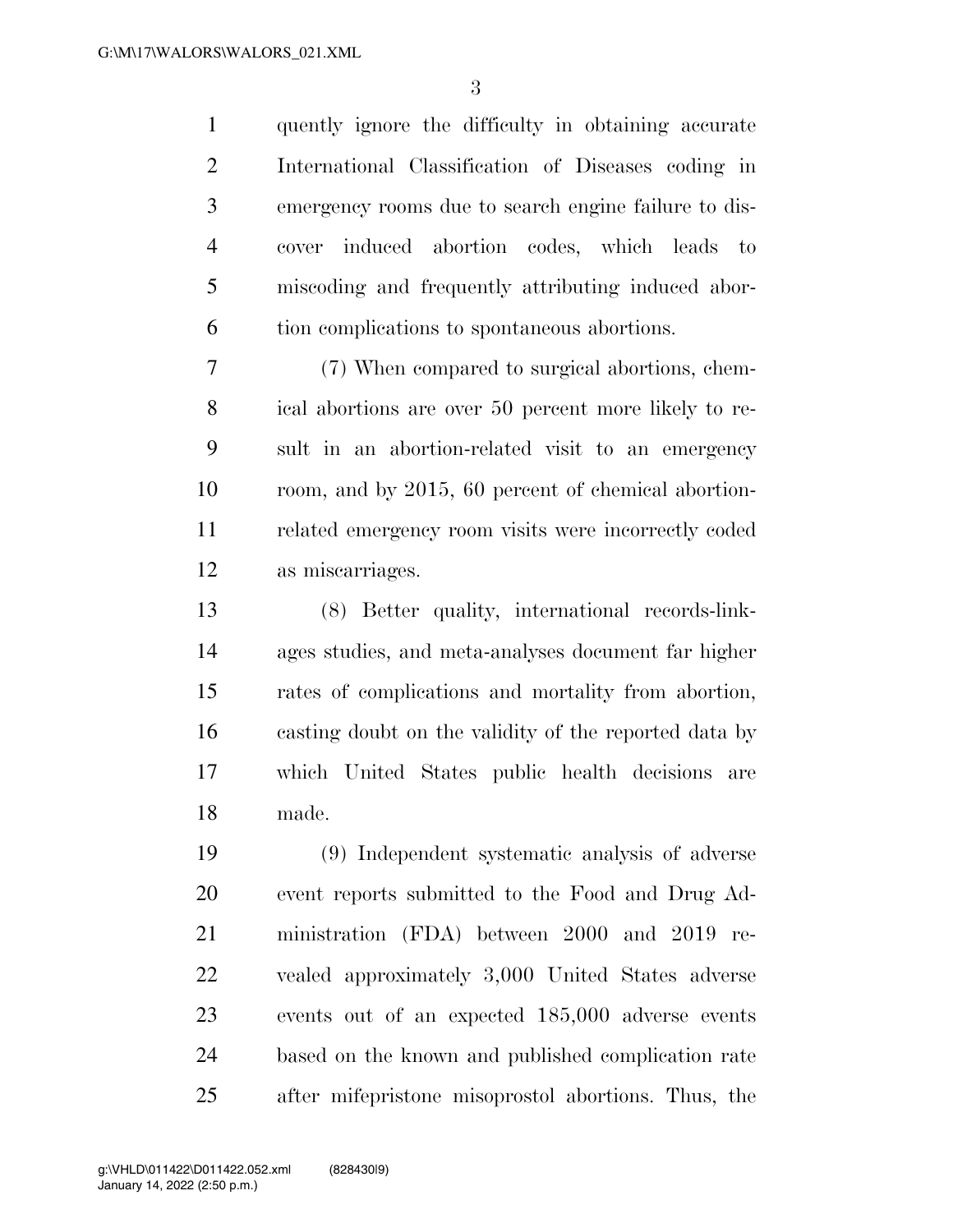quently ignore the difficulty in obtaining accurate International Classification of Diseases coding in emergency rooms due to search engine failure to discover induced abortion codes, which leads to miscoding and frequently attributing induced abortion complications to spontaneous abortions.

(7) When compared to surgical abortions, chemical abortions are over 50 percent more likely to result in an abortion-related visit to an emergency room, and by 2015, 60 percent of chemical abortion-related emergency room visits were incorrectly coded as miscarriages.

(8) Better quality, international records-linkages studies, and meta-analyses document far higher rates of complications and mortality from abortion, casting doubt on the validity of the reported data by which United States public health decisions are made.

(9) Independent systematic analysis of adverse event reports submitted to the Food and Drug Administration (FDA) between 2000 and 2019 revealed approximately 3,000 United States adverse events out of an expected 185,000 adverse events based on the known and published complication rate after mifepristone misoprostol abortions. Thus, the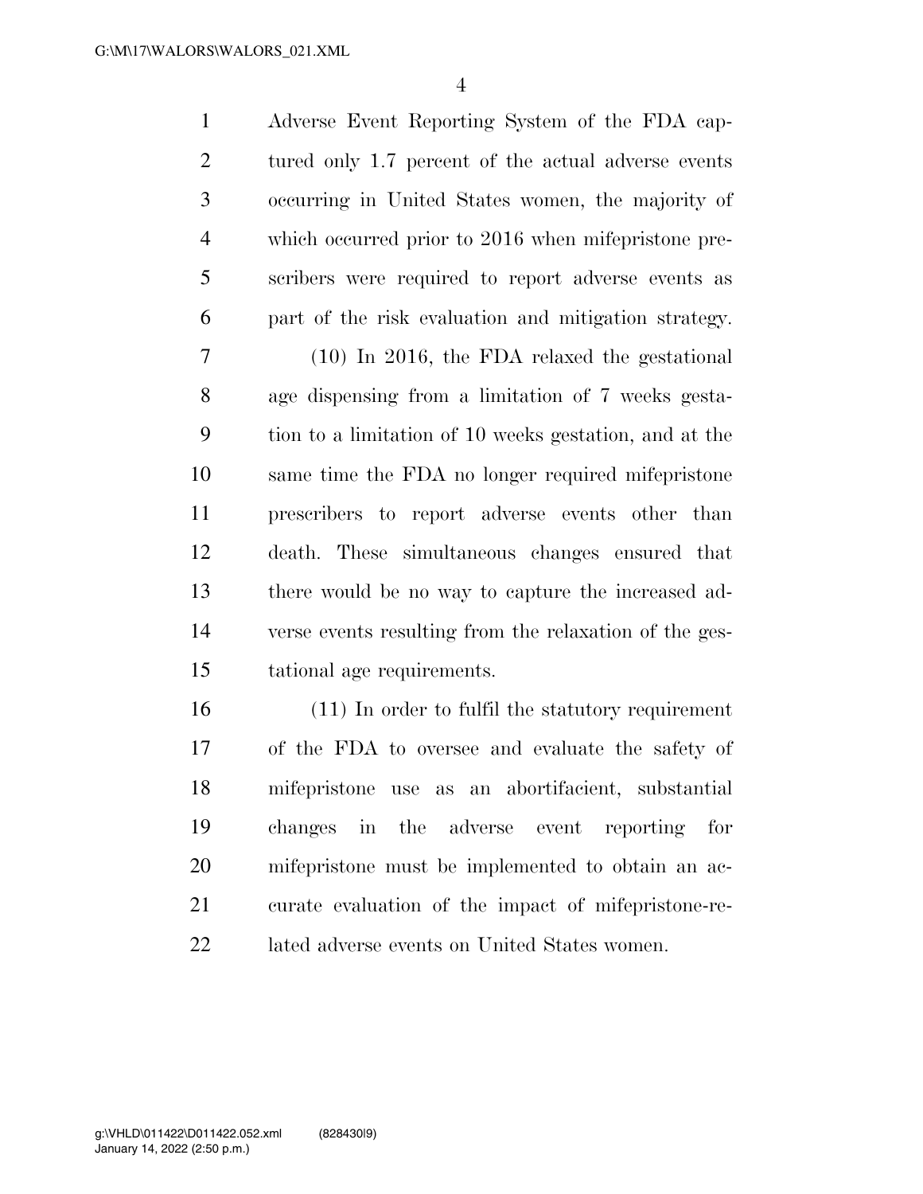Adverse Event Reporting System of the FDA captured only 1.7 percent of the actual adverse events occurring in United States women, the majority of which occurred prior to 2016 when mifepristone prescribers were required to report adverse events as part of the risk evaluation and mitigation strategy.

(10) In 2016, the FDA relaxed the gestational age dispensing from a limitation of 7 weeks gestation to a limitation of 10 weeks gestation, and at the same time the FDA no longer required mifepristone prescribers to report adverse events other than death. These simultaneous changes ensured that there would be no way to capture the increased adverse events resulting from the relaxation of the gestational age requirements.

(11) In order to fulfil the statutory requirement of the FDA to oversee and evaluate the safety of mifepristone use as an abortifacient, substantial changes in the adverse event reporting for mifepristone must be implemented to obtain an accurate evaluation of the impact of mifepristone-related adverse events on United States women.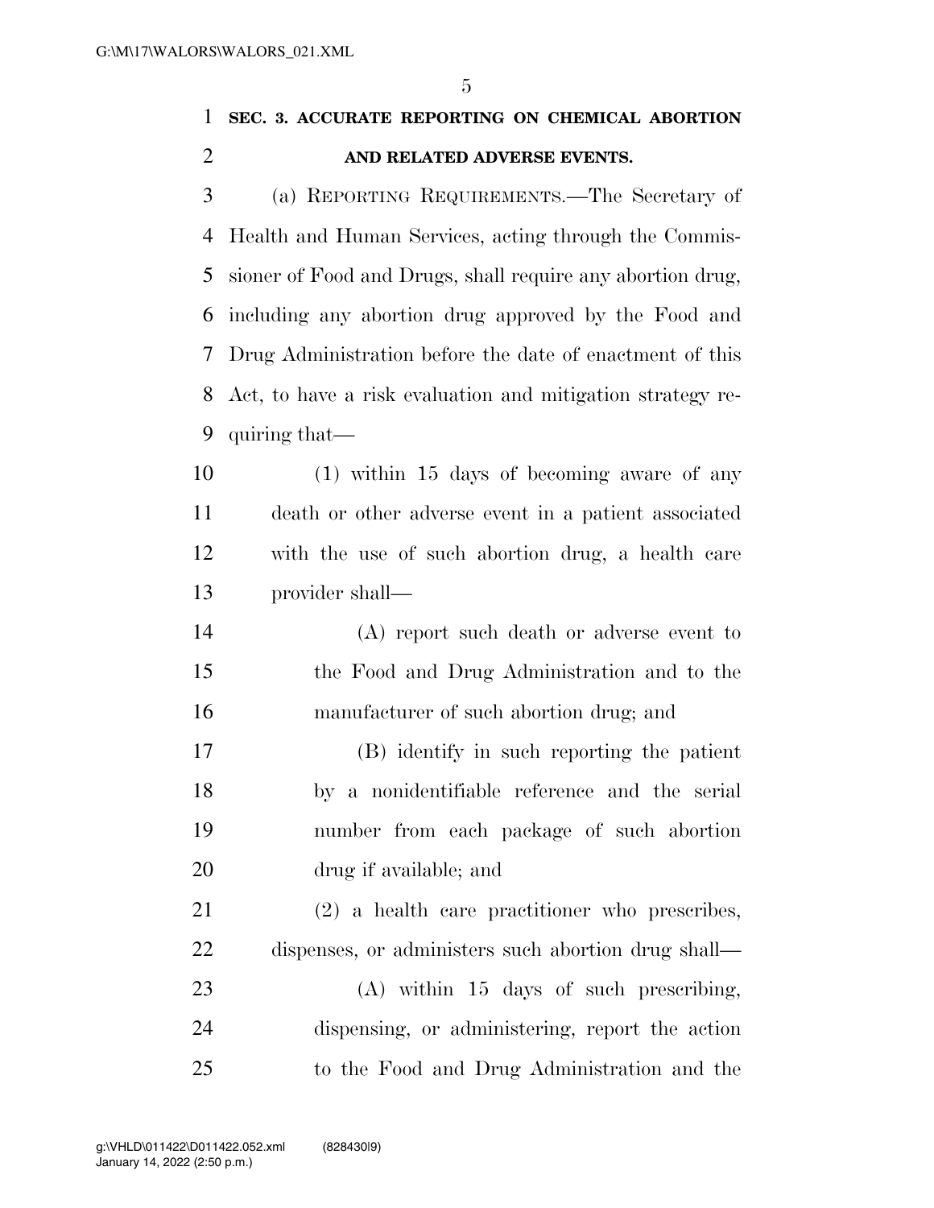**SEC. 3. ACCURATE REPORTING ON CHEMICAL ABORTION AND RELATED ADVERSE EVENTS.**

(a) REPORTING REQUIREMENTS.—The Secretary of Health and Human Services, acting through the Commissioner of Food and Drugs, shall require any abortion drug, including any abortion drug approved by the Food and Drug Administration before the date of enactment of this Act, to have a risk evaluation and mitigation strategy requiring that—

(1) within 15 days of becoming aware of any death or other adverse event in a patient associated with the use of such abortion drug, a health care provider shall—

(A) report such death or adverse event to the Food and Drug Administration and to the manufacturer of such abortion drug; and

(B) identify in such reporting the patient by a nonidentifiable reference and the serial number from each package of such abortion drug if available; and

(2) a health care practitioner who prescribes, dispenses, or administers such abortion drug shall—

(A) within 15 days of such prescribing, dispensing, or administering, report the action to the Food and Drug Administration and the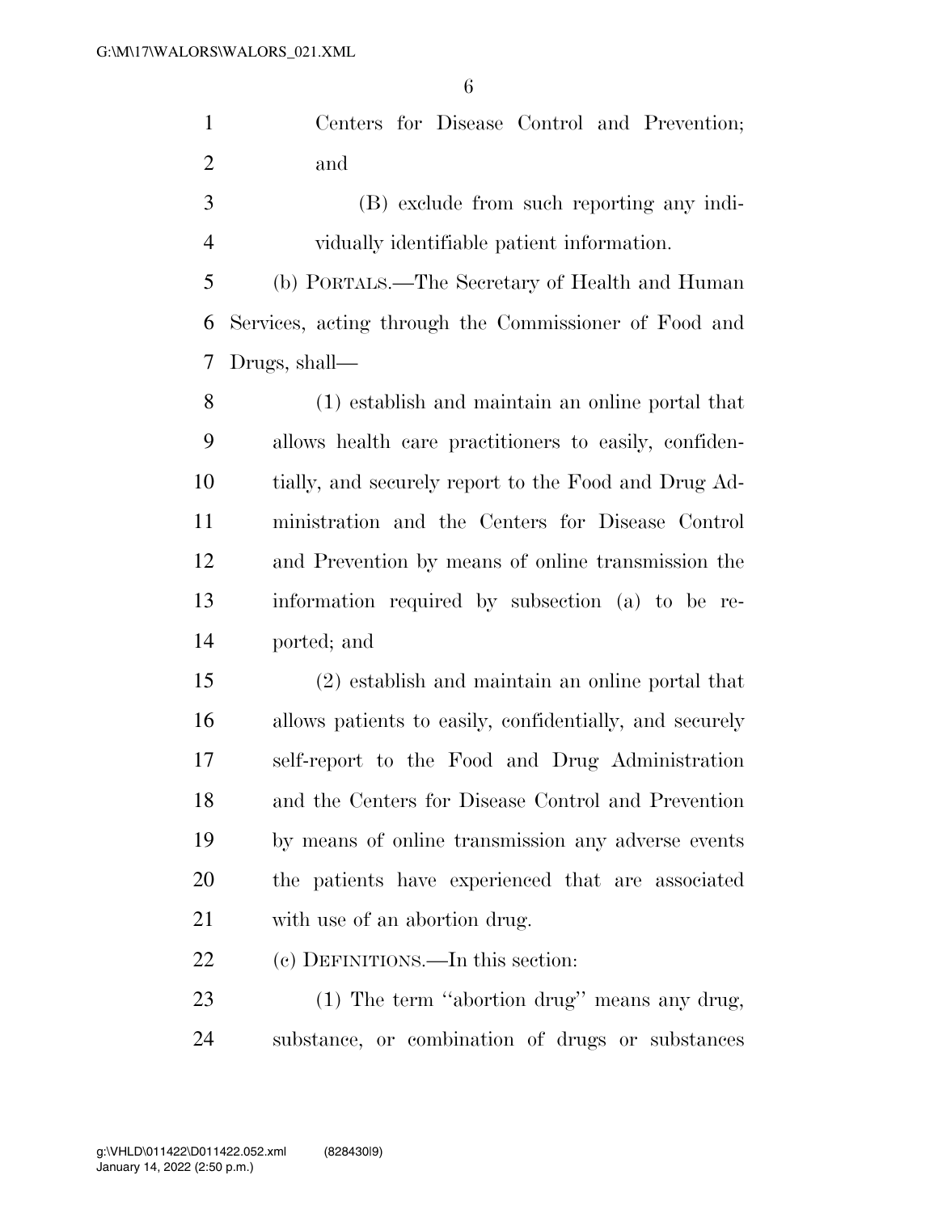Centers for Disease Control and Prevention; and

(B) exclude from such reporting any individually identifiable patient information.

(b) PORTALS.—The Secretary of Health and Human Services, acting through the Commissioner of Food and Drugs, shall—

(1) establish and maintain an online portal that allows health care practitioners to easily, confidentially, and securely report to the Food and Drug Administration and the Centers for Disease Control and Prevention by means of online transmission the information required by subsection (a) to be reported; and

(2) establish and maintain an online portal that allows patients to easily, confidentially, and securely self-report to the Food and Drug Administration and the Centers for Disease Control and Prevention by means of online transmission any adverse events the patients have experienced that are associated with use of an abortion drug.

(c) DEFINITIONS.—In this section:

(1) The term ''abortion drug'' means any drug, substance, or combination of drugs or substances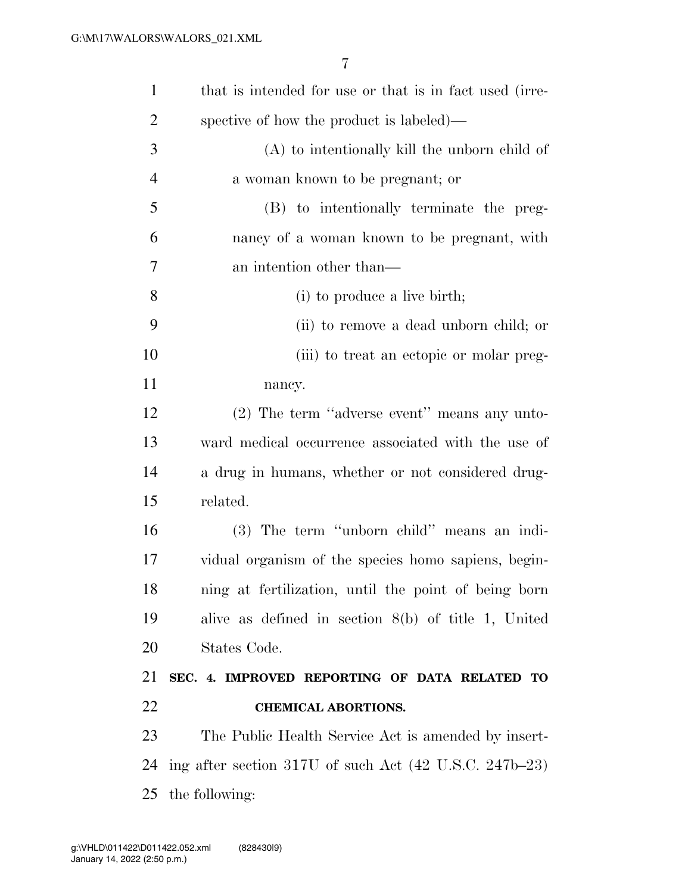that is intended for use or that is in fact used (irrespective of how the product is labeled)—

(A) to intentionally kill the unborn child of a woman known to be pregnant; or

(B) to intentionally terminate the pregnancy of a woman known to be pregnant, with an intention other than—

(i) to produce a live birth;

(ii) to remove a dead unborn child; or

(iii) to treat an ectopic or molar pregnancy.

(2) The term ''adverse event'' means any untoward medical occurrence associated with the use of a drug in humans, whether or not considered drug-related.

(3) The term ''unborn child'' means an individual organism of the species homo sapiens, beginning at fertilization, until the point of being born alive as defined in section 8(b) of title 1, United States Code.

**SEC. 4. IMPROVED REPORTING OF DATA RELATED TO CHEMICAL ABORTIONS.**

The Public Health Service Act is amended by inserting after section 317U of such Act (42 U.S.C. 247b–23) the following: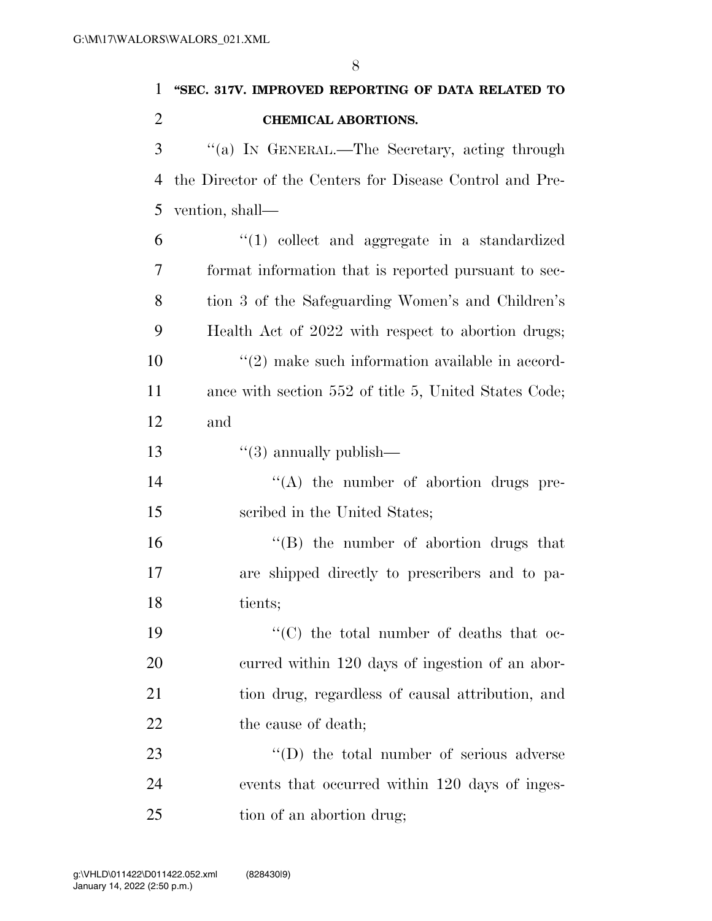**"SEC. 317V. IMPROVED REPORTING OF DATA RELATED TO CHEMICAL ABORTIONS.**

"(a) IN GENERAL.—The Secretary, acting through the Director of the Centers for Disease Control and Prevention, shall—

"(1) collect and aggregate in a standardized format information that is reported pursuant to section 3 of the Safeguarding Women's and Children's Health Act of 2022 with respect to abortion drugs;

"(2) make such information available in accordance with section 552 of title 5, United States Code; and

"(3) annually publish—

"(A) the number of abortion drugs prescribed in the United States;

"(B) the number of abortion drugs that are shipped directly to prescribers and to patients;

"(C) the total number of deaths that occurred within 120 days of ingestion of an abortion drug, regardless of causal attribution, and the cause of death;

"(D) the total number of serious adverse events that occurred within 120 days of ingestion of an abortion drug;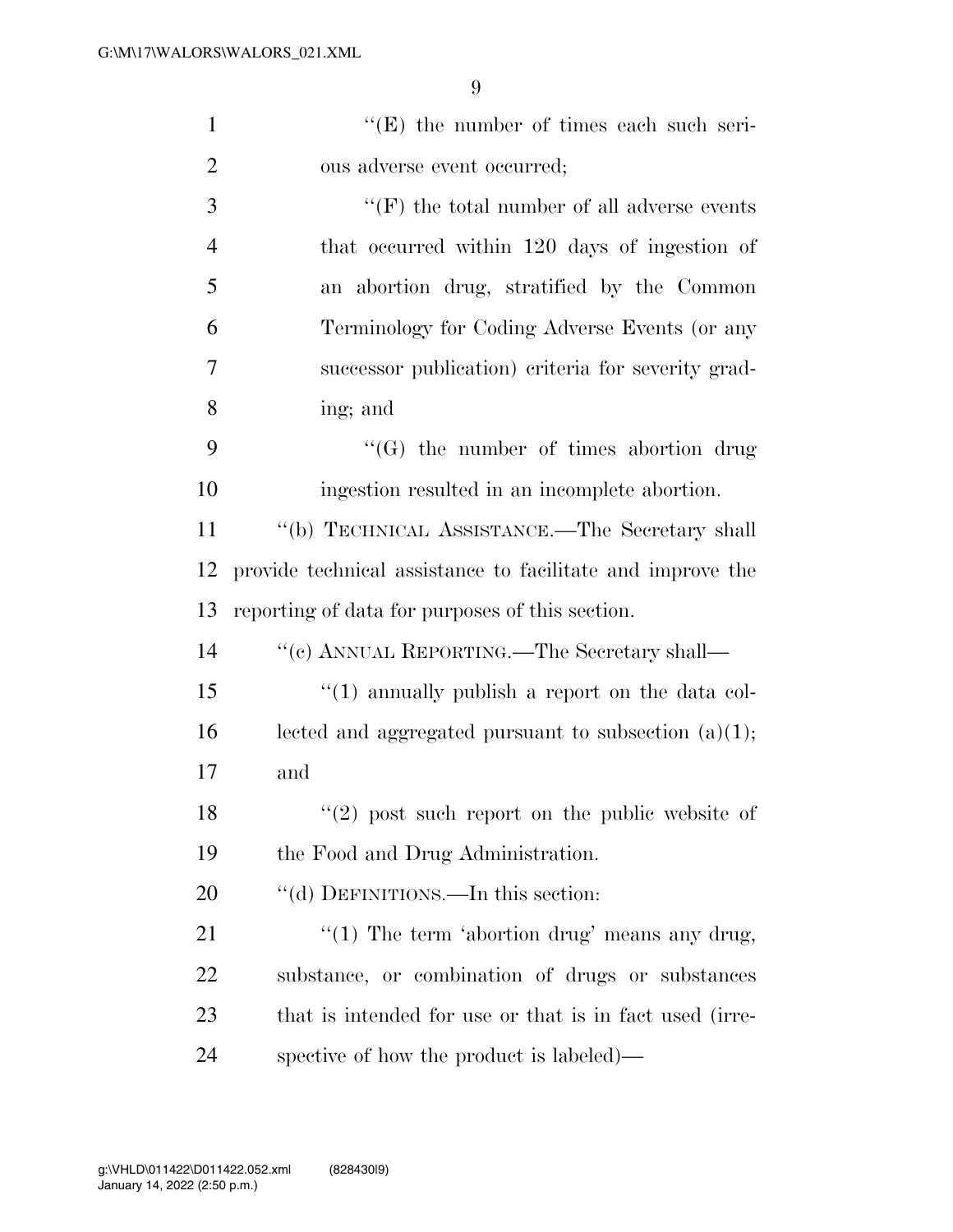"(E) the number of times each such serious adverse event occurred;

"(F) the total number of all adverse events that occurred within 120 days of ingestion of an abortion drug, stratified by the Common Terminology for Coding Adverse Events (or any successor publication) criteria for severity grading; and

"(G) the number of times abortion drug ingestion resulted in an incomplete abortion.

"(b) TECHNICAL ASSISTANCE.—The Secretary shall provide technical assistance to facilitate and improve the reporting of data for purposes of this section.

"(c) ANNUAL REPORTING.—The Secretary shall—

"(1) annually publish a report on the data collected and aggregated pursuant to subsection (a)(1); and

"(2) post such report on the public website of the Food and Drug Administration.

"(d) DEFINITIONS.—In this section:

"(1) The term 'abortion drug' means any drug, substance, or combination of drugs or substances that is intended for use or that is in fact used (irrespective of how the product is labeled)—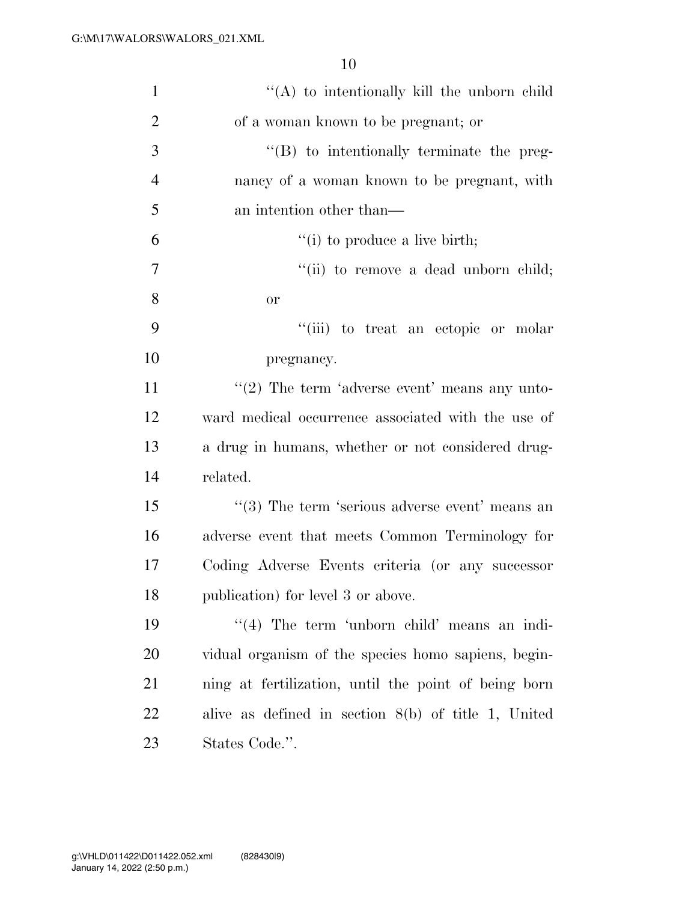''(A) to intentionally kill the unborn child of a woman known to be pregnant; or

''(B) to intentionally terminate the pregnancy of a woman known to be pregnant, with an intention other than—

''(i) to produce a live birth;

''(ii) to remove a dead unborn child; or

''(iii) to treat an ectopic or molar pregnancy.

''(2) The term 'adverse event' means any untoward medical occurrence associated with the use of a drug in humans, whether or not considered drug-related.

''(3) The term 'serious adverse event' means an adverse event that meets Common Terminology for Coding Adverse Events criteria (or any successor publication) for level 3 or above.

''(4) The term 'unborn child' means an individual organism of the species homo sapiens, beginning at fertilization, until the point of being born alive as defined in section 8(b) of title 1, United States Code.''.